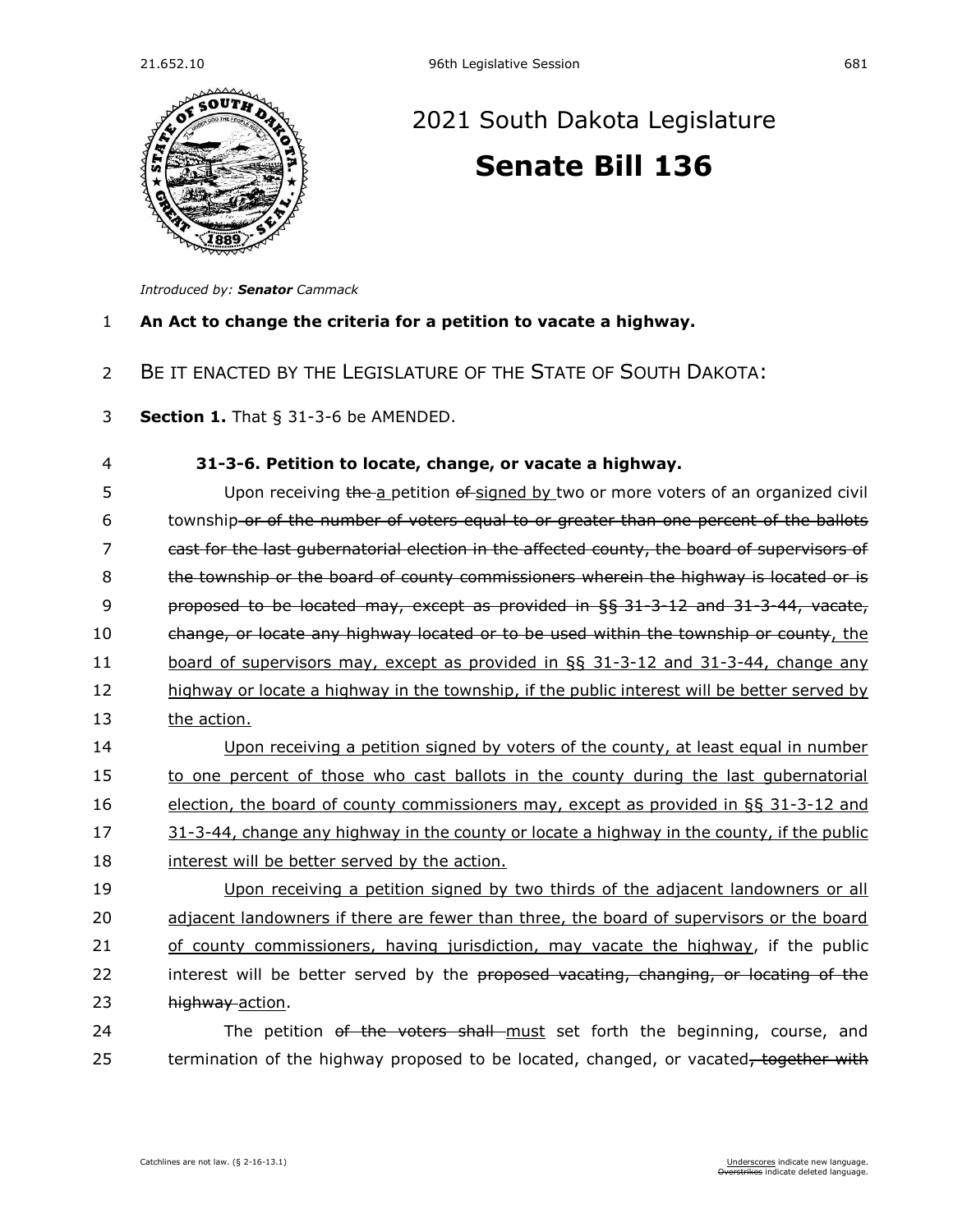# 2021 South Dakota Legislature

# Senate Bill 136

*Introduced by:* ***Senator** Cammack*

**An Act to change the criteria for a petition to vacate a highway.**

BE IT ENACTED BY THE LEGISLATURE OF THE STATE OF SOUTH DAKOTA:

**Section 1.** That § 31-3-6 be AMENDED.

**31-3-6. Petition to locate, change, or vacate a highway.**

Upon receiving ~~the~~ <u>a</u> petition ~~of~~ <u>signed by</u> two or more voters of an organized civil township ~~or of the number of voters equal to or greater than one percent of the ballots cast for the last gubernatorial election in the affected county, the board of supervisors of the township or the board of county commissioners wherein the highway is located or is proposed to be located may, except as provided in §§ 31-3-12 and 31-3-44, vacate, change, or locate any highway located or to be used within the township or county~~<u>, the board of supervisors may, except as provided in §§ 31-3-12 and 31-3-44, change any highway or locate a highway in the township, if the public interest will be better served by the action.</u>

<u>Upon receiving a petition signed by voters of the county, at least equal in number to one percent of those who cast ballots in the county during the last gubernatorial election, the board of county commissioners may, except as provided in §§ 31-3-12 and 31-3-44, change any highway in the county or locate a highway in the county, if the public interest will be better served by the action.</u>

<u>Upon receiving a petition signed by two thirds of the adjacent landowners or all adjacent landowners if there are fewer than three, the board of supervisors or the board of county commissioners, having jurisdiction, may vacate the highway</u>, if the public interest will be better served by the ~~proposed vacating, changing, or locating of the highway~~ <u>action</u>.

The petition ~~of the voters shall~~ <u>must</u> set forth the beginning, course, and termination of the highway proposed to be located, changed, or vacated~~, together with~~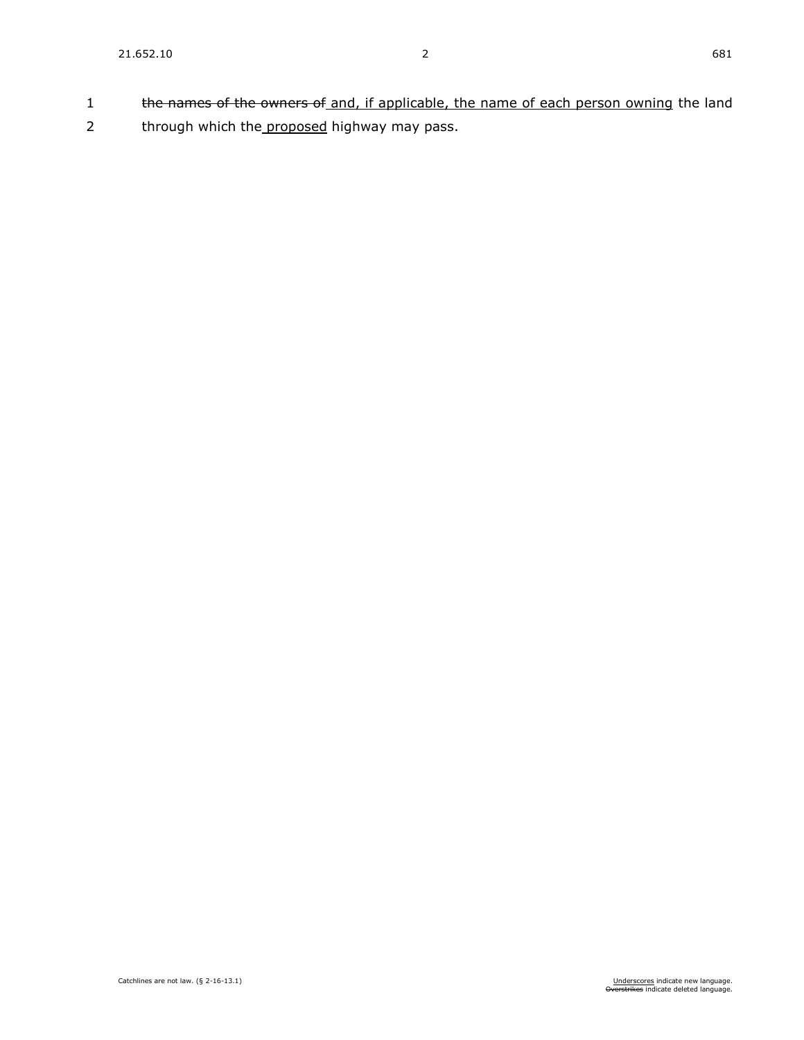~~the names of the owners of~~ <u>and, if applicable, the name of each person owning</u> the land through which the <u>proposed</u> highway may pass.